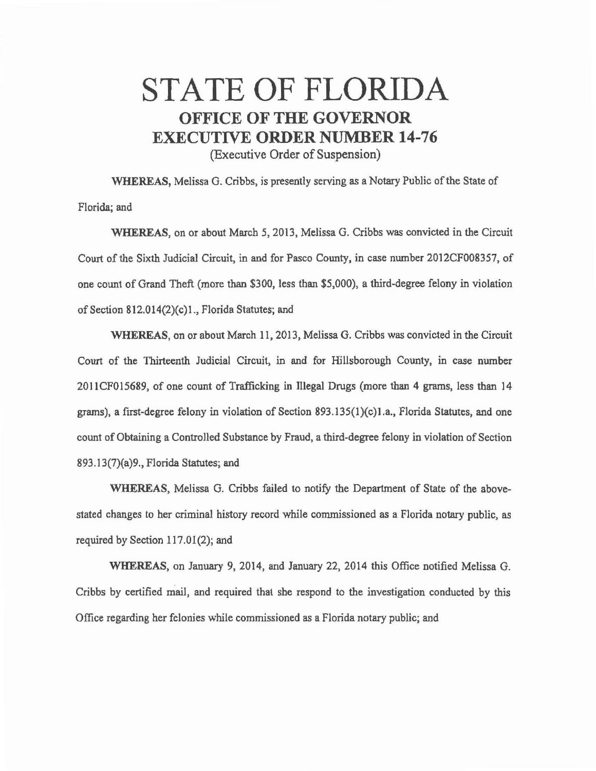# STATE OF FLORIDA

## OFFICE OF THE GOVERNOR

## EXECUTIVE ORDER NUMBER 14-76

(Executive Order of Suspension)

**WHEREAS,** Melissa G. Cribbs, is presently serving as a Notary Public of the State of Florida; and

**WHEREAS,** on or about March 5, 2013, Melissa G. Cribbs was convicted in the Circuit Court of the Sixth Judicial Circuit, in and for Pasco County, in case number 2012CF008357, of one count of Grand Theft (more than $300, less than $5,000), a third-degree felony in violation of Section 812.014(2)(c)1., Florida Statutes; and

**WHEREAS,** on or about March 11, 2013, Melissa G. Cribbs was convicted in the Circuit Court of the Thirteenth Judicial Circuit, in and for Hillsborough County, in case number 2011CF015689, of one count of Trafficking in Illegal Drugs (more than 4 grams, less than 14 grams), a first-degree felony in violation of Section 893.135(1)(c)1.a., Florida Statutes, and one count of Obtaining a Controlled Substance by Fraud, a third-degree felony in violation of Section 893.13(7)(a)9., Florida Statutes; and

**WHEREAS,** Melissa G. Cribbs failed to notify the Department of State of the above-stated changes to her criminal history record while commissioned as a Florida notary public, as required by Section 117.01(2); and

**WHEREAS,** on January 9, 2014, and January 22, 2014 this Office notified Melissa G. Cribbs by certified mail, and required that she respond to the investigation conducted by this Office regarding her felonies while commissioned as a Florida notary public; and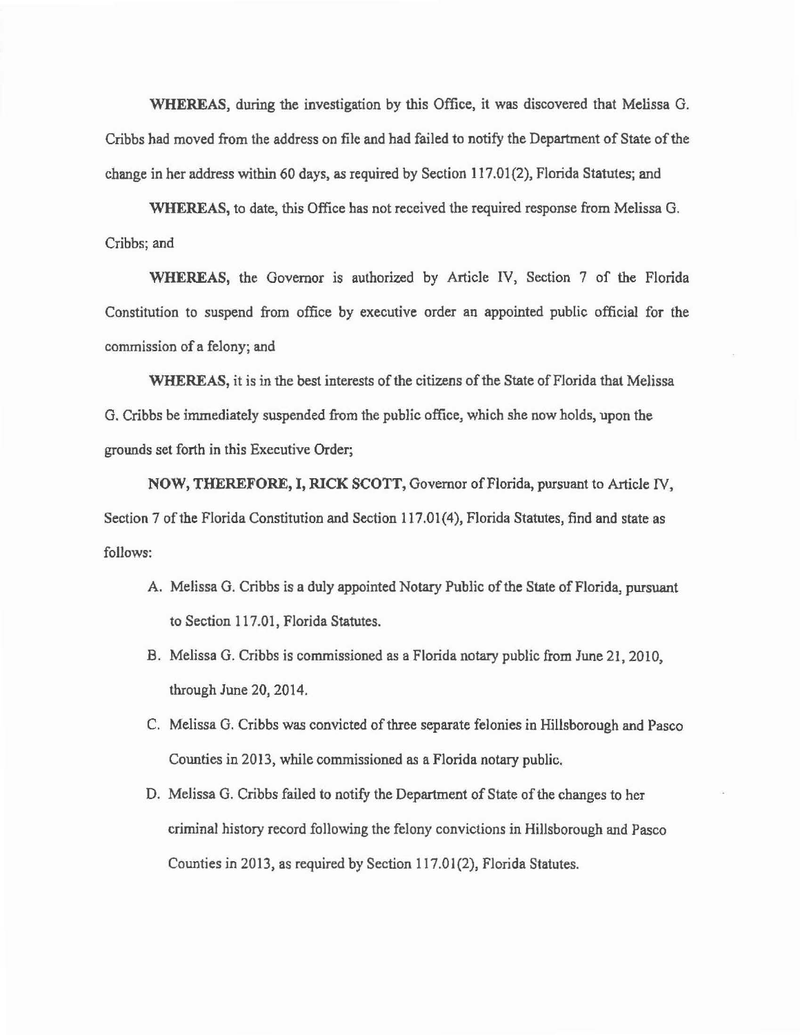**WHEREAS**, during the investigation by this Office, it was discovered that Melissa G. Cribbs had moved from the address on file and had failed to notify the Department of State of the change in her address within 60 days, as required by Section 117.01(2), Florida Statutes; and

**WHEREAS**, to date, this Office has not received the required response from Melissa G. Cribbs; and

**WHEREAS**, the Governor is authorized by Article IV, Section 7 of the Florida Constitution to suspend from office by executive order an appointed public official for the commission of a felony; and

**WHEREAS**, it is in the best interests of the citizens of the State of Florida that Melissa G. Cribbs be immediately suspended from the public office, which she now holds, upon the grounds set forth in this Executive Order;

**NOW, THEREFORE, I, RICK SCOTT**, Governor of Florida, pursuant to Article IV, Section 7 of the Florida Constitution and Section 117.01(4), Florida Statutes, find and state as follows:

A. Melissa G. Cribbs is a duly appointed Notary Public of the State of Florida, pursuant to Section 117.01, Florida Statutes.

B. Melissa G. Cribbs is commissioned as a Florida notary public from June 21, 2010, through June 20, 2014.

C. Melissa G. Cribbs was convicted of three separate felonies in Hillsborough and Pasco Counties in 2013, while commissioned as a Florida notary public.

D. Melissa G. Cribbs failed to notify the Department of State of the changes to her criminal history record following the felony convictions in Hillsborough and Pasco Counties in 2013, as required by Section 117.01(2), Florida Statutes.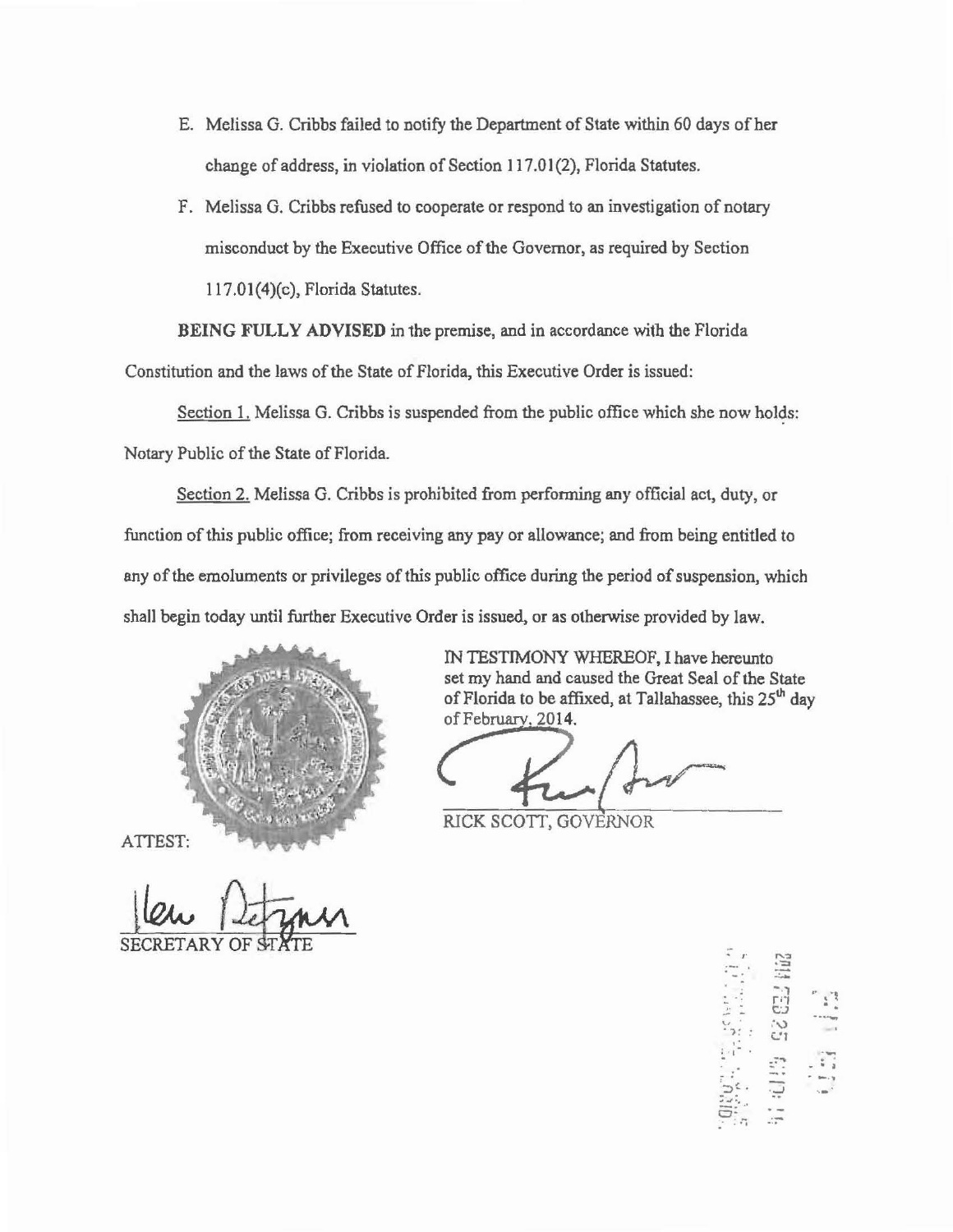E. Melissa G. Cribbs failed to notify the Department of State within 60 days of her change of address, in violation of Section 117.01(2), Florida Statutes.

F. Melissa G. Cribbs refused to cooperate or respond to an investigation of notary misconduct by the Executive Office of the Governor, as required by Section 117.01(4)(c), Florida Statutes.

**BEING FULLY ADVISED** in the premise, and in accordance with the Florida Constitution and the laws of the State of Florida, this Executive Order is issued:

Section 1. Melissa G. Cribbs is suspended from the public office which she now holds: Notary Public of the State of Florida.

Section 2. Melissa G. Cribbs is prohibited from performing any official act, duty, or function of this public office; from receiving any pay or allowance; and from being entitled to any of the emoluments or privileges of this public office during the period of suspension, which shall begin today until further Executive Order is issued, or as otherwise provided by law.

IN TESTIMONY WHEREOF, I have hereunto set my hand and caused the Great Seal of the State of Florida to be affixed, at Tallahassee, this 25th day of February, 2014.

RICK SCOTT, GOVERNOR

ATTEST:

SECRETARY OF STATE

2014 FEB 25 PM 12:14